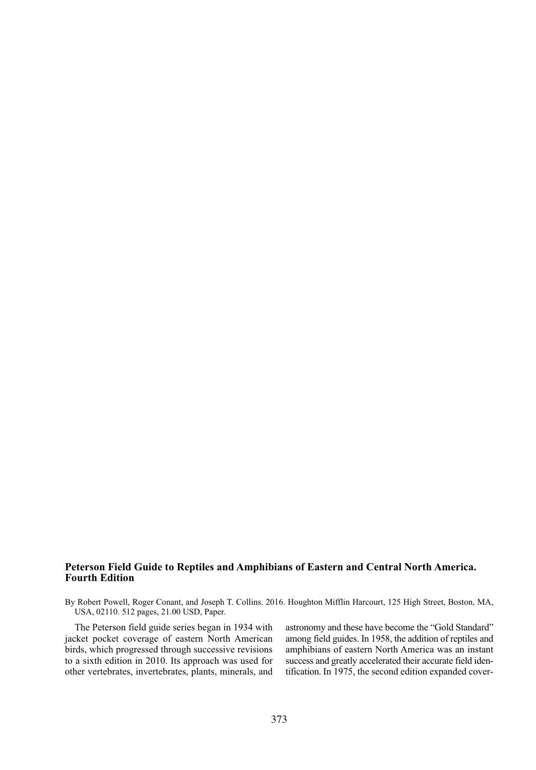## Peterson Field Guide to Reptiles and Amphibians of Eastern and Central North America. Fourth Edition

By Robert Powell, Roger Conant, and Joseph T. Collins. 2016. Houghton Mifflin Harcourt, 125 High Street, Boston, MA, USA, 02110. 512 pages, 21.00 USD, Paper.

The Peterson field guide series began in 1934 with jacket pocket coverage of eastern North American birds, which progressed through successive revisions to a sixth edition in 2010. Its approach was used for other vertebrates, invertebrates, plants, minerals, and astronomy and these have become the "Gold Standard" among field guides. In 1958, the addition of reptiles and amphibians of eastern North America was an instant success and greatly accelerated their accurate field identification. In 1975, the second edition expanded cover-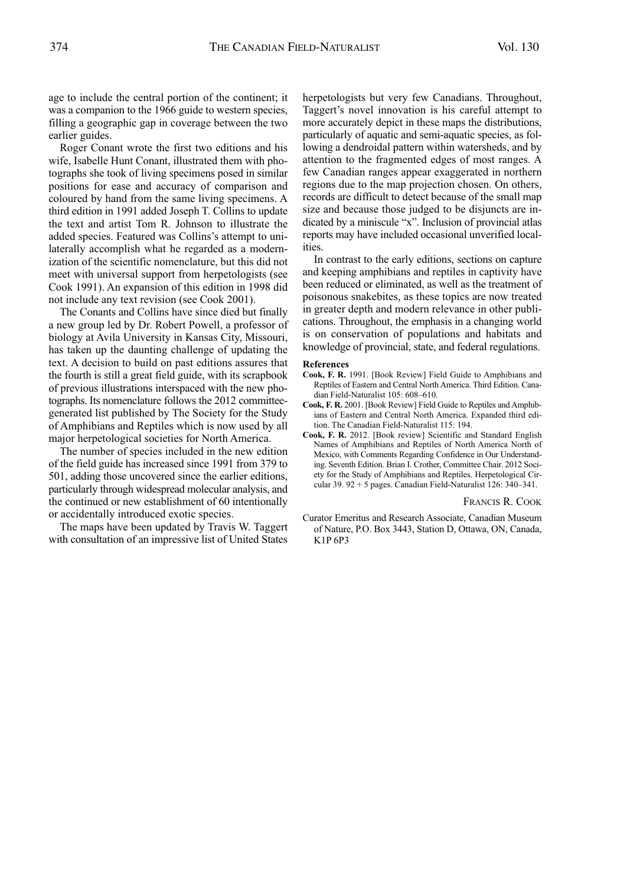age to include the central portion of the continent; it was a companion to the 1966 guide to western species, filling a geographic gap in coverage between the two earlier guides.

Roger Conant wrote the first two editions and his wife, Isabelle Hunt Conant, illustrated them with photographs she took of living specimens posed in similar positions for ease and accuracy of comparison and coloured by hand from the same living specimens. A third edition in 1991 added Joseph T. Collins to update the text and artist Tom R. Johnson to illustrate the added species. Featured was Collins's attempt to unilaterally accomplish what he regarded as a modernization of the scientific nomenclature, but this did not meet with universal support from herpetologists (see Cook 1991). An expansion of this edition in 1998 did not include any text revision (see Cook 2001).

The Conants and Collins have since died but finally a new group led by Dr. Robert Powell, a professor of biology at Avila University in Kansas City, Missouri, has taken up the daunting challenge of updating the text. A decision to build on past editions assures that the fourth is still a great field guide, with its scrapbook of previous illustrations interspaced with the new photographs. Its nomenclature follows the 2012 committee-generated list published by The Society for the Study of Amphibians and Reptiles which is now used by all major herpetological societies for North America.

The number of species included in the new edition of the field guide has increased since 1991 from 379 to 501, adding those uncovered since the earlier editions, particularly through widespread molecular analysis, and the continued or new establishment of 60 intentionally or accidentally introduced exotic species.

The maps have been updated by Travis W. Taggert with consultation of an impressive list of United States herpetologists but very few Canadians. Throughout, Taggert's novel innovation is his careful attempt to more accurately depict in these maps the distributions, particularly of aquatic and semi-aquatic species, as following a dendroidal pattern within watersheds, and by attention to the fragmented edges of most ranges. A few Canadian ranges appear exaggerated in northern regions due to the map projection chosen. On others, records are difficult to detect because of the small map size and because those judged to be disjuncts are indicated by a miniscule "x". Inclusion of provincial atlas reports may have included occasional unverified localities.

In contrast to the early editions, sections on capture and keeping amphibians and reptiles in captivity have been reduced or eliminated, as well as the treatment of poisonous snakebites, as these topics are now treated in greater depth and modern relevance in other publications. Throughout, the emphasis in a changing world is on conservation of populations and habitats and knowledge of provincial, state, and federal regulations.

**References**

**Cook, F. R.** 1991. [Book Review] Field Guide to Amphibians and Reptiles of Eastern and Central North America. Third Edition. Canadian Field-Naturalist 105: 608–610.

**Cook, F. R.** 2001. [Book Review] Field Guide to Reptiles and Amphibians of Eastern and Central North America. Expanded third edition. The Canadian Field-Naturalist 115: 194.

**Cook, F. R.** 2012. [Book review] Scientific and Standard English Names of Amphibians and Reptiles of North America North of Mexico, with Comments Regarding Confidence in Our Understanding. Seventh Edition. Brian I. Crother, Committee Chair. 2012 Society for the Study of Amphibians and Reptiles. Herpetological Circular 39. 92 + 5 pages. Canadian Field-Naturalist 126: 340–341.

FRANCIS R. COOK

Curator Emeritus and Research Associate, Canadian Museum of Nature, P.O. Box 3443, Station D, Ottawa, ON, Canada, K1P 6P3